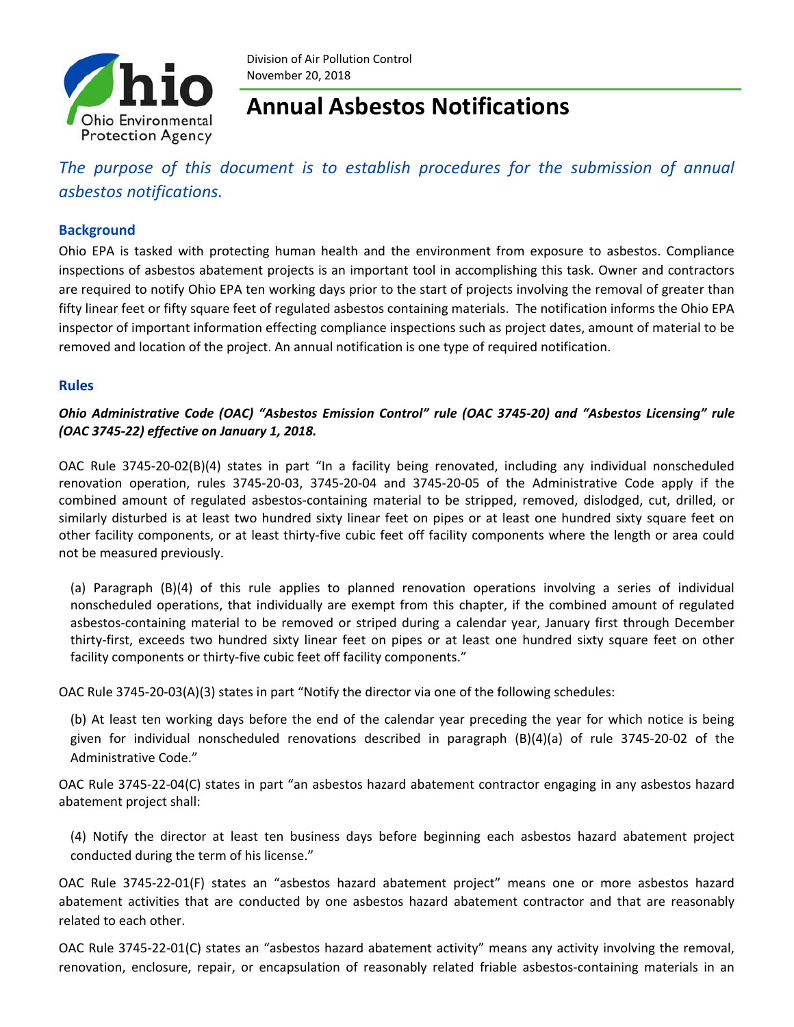Division of Air Pollution Control
November 20, 2018

# Annual Asbestos Notifications

*The purpose of this document is to establish procedures for the submission of annual asbestos notifications.*

## Background

Ohio EPA is tasked with protecting human health and the environment from exposure to asbestos. Compliance inspections of asbestos abatement projects is an important tool in accomplishing this task. Owner and contractors are required to notify Ohio EPA ten working days prior to the start of projects involving the removal of greater than fifty linear feet or fifty square feet of regulated asbestos containing materials. The notification informs the Ohio EPA inspector of important information effecting compliance inspections such as project dates, amount of material to be removed and location of the project. An annual notification is one type of required notification.

## Rules

***Ohio Administrative Code (OAC) "Asbestos Emission Control" rule (OAC 3745-20) and "Asbestos Licensing" rule (OAC 3745-22) effective on January 1, 2018.***

OAC Rule 3745-20-02(B)(4) states in part "In a facility being renovated, including any individual nonscheduled renovation operation, rules 3745-20-03, 3745-20-04 and 3745-20-05 of the Administrative Code apply if the combined amount of regulated asbestos-containing material to be stripped, removed, dislodged, cut, drilled, or similarly disturbed is at least two hundred sixty linear feet on pipes or at least one hundred sixty square feet on other facility components, or at least thirty-five cubic feet off facility components where the length or area could not be measured previously.

> (a) Paragraph (B)(4) of this rule applies to planned renovation operations involving a series of individual nonscheduled operations, that individually are exempt from this chapter, if the combined amount of regulated asbestos-containing material to be removed or striped during a calendar year, January first through December thirty-first, exceeds two hundred sixty linear feet on pipes or at least one hundred sixty square feet on other facility components or thirty-five cubic feet off facility components."

OAC Rule 3745-20-03(A)(3) states in part "Notify the director via one of the following schedules:

> (b) At least ten working days before the end of the calendar year preceding the year for which notice is being given for individual nonscheduled renovations described in paragraph (B)(4)(a) of rule 3745-20-02 of the Administrative Code."

OAC Rule 3745-22-04(C) states in part "an asbestos hazard abatement contractor engaging in any asbestos hazard abatement project shall:

> (4) Notify the director at least ten business days before beginning each asbestos hazard abatement project conducted during the term of his license."

OAC Rule 3745-22-01(F) states an "asbestos hazard abatement project" means one or more asbestos hazard abatement activities that are conducted by one asbestos hazard abatement contractor and that are reasonably related to each other.

OAC Rule 3745-22-01(C) states an "asbestos hazard abatement activity" means any activity involving the removal, renovation, enclosure, repair, or encapsulation of reasonably related friable asbestos-containing materials in an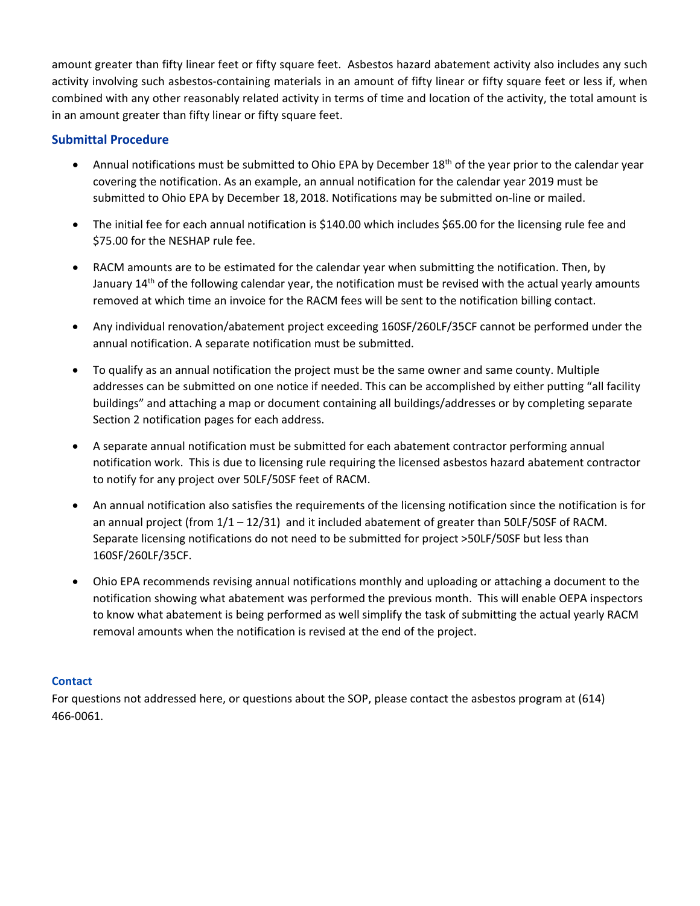amount greater than fifty linear feet or fifty square feet. Asbestos hazard abatement activity also includes any such activity involving such asbestos-containing materials in an amount of fifty linear or fifty square feet or less if, when combined with any other reasonably related activity in terms of time and location of the activity, the total amount is in an amount greater than fifty linear or fifty square feet.

## Submittal Procedure

- Annual notifications must be submitted to Ohio EPA by December 18th of the year prior to the calendar year covering the notification. As an example, an annual notification for the calendar year 2019 must be submitted to Ohio EPA by December 18, 2018. Notifications may be submitted on-line or mailed.
- The initial fee for each annual notification is $140.00 which includes $65.00 for the licensing rule fee and $75.00 for the NESHAP rule fee.
- RACM amounts are to be estimated for the calendar year when submitting the notification. Then, by January 14th of the following calendar year, the notification must be revised with the actual yearly amounts removed at which time an invoice for the RACM fees will be sent to the notification billing contact.
- Any individual renovation/abatement project exceeding 160SF/260LF/35CF cannot be performed under the annual notification. A separate notification must be submitted.
- To qualify as an annual notification the project must be the same owner and same county. Multiple addresses can be submitted on one notice if needed. This can be accomplished by either putting "all facility buildings" and attaching a map or document containing all buildings/addresses or by completing separate Section 2 notification pages for each address.
- A separate annual notification must be submitted for each abatement contractor performing annual notification work. This is due to licensing rule requiring the licensed asbestos hazard abatement contractor to notify for any project over 50LF/50SF feet of RACM.
- An annual notification also satisfies the requirements of the licensing notification since the notification is for an annual project (from 1/1 – 12/31) and it included abatement of greater than 50LF/50SF of RACM. Separate licensing notifications do not need to be submitted for project >50LF/50SF but less than 160SF/260LF/35CF.
- Ohio EPA recommends revising annual notifications monthly and uploading or attaching a document to the notification showing what abatement was performed the previous month. This will enable OEPA inspectors to know what abatement is being performed as well simplify the task of submitting the actual yearly RACM removal amounts when the notification is revised at the end of the project.

## Contact

For questions not addressed here, or questions about the SOP, please contact the asbestos program at (614) 466-0061.